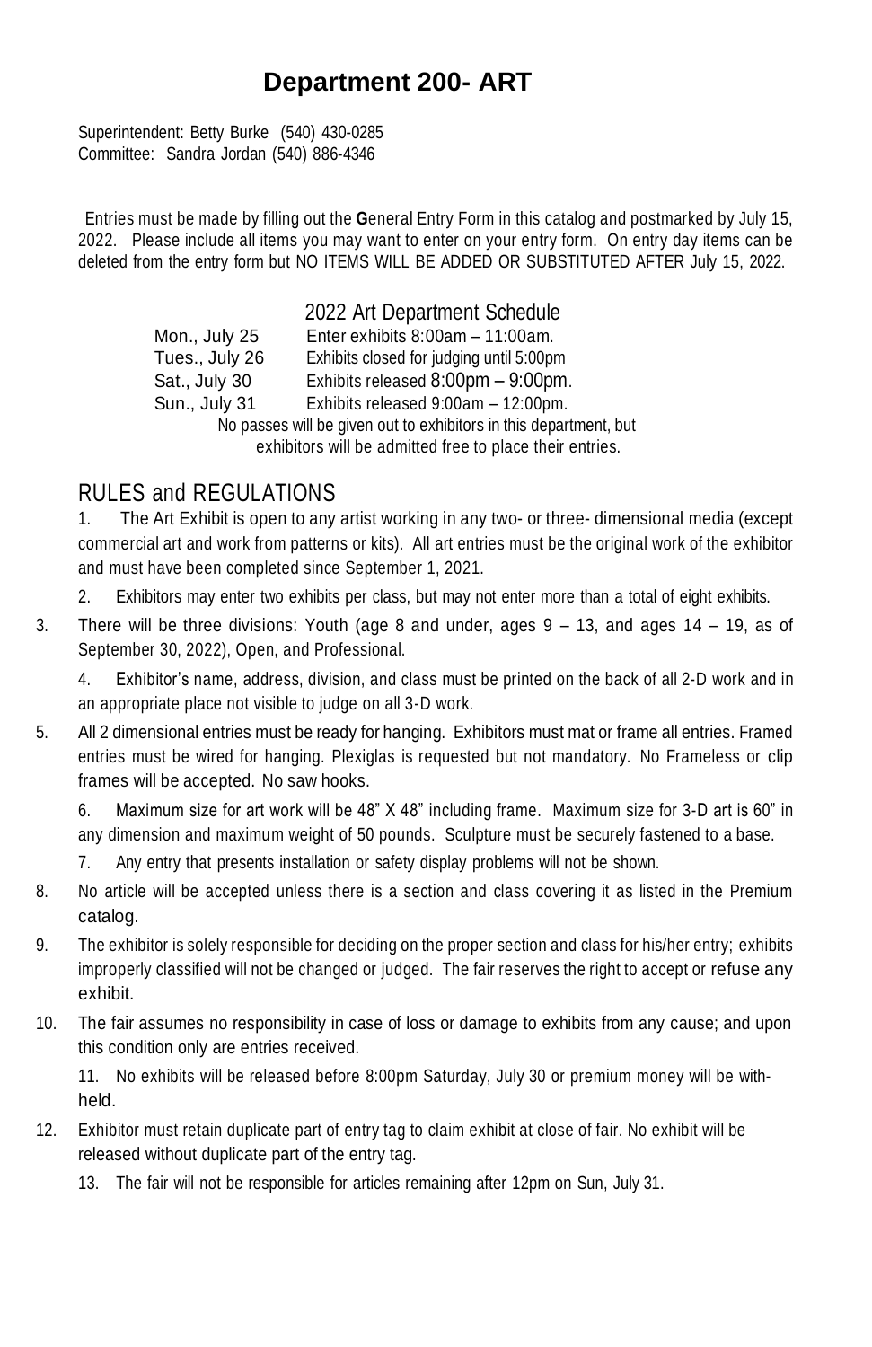# Department 200- ART

Superintendent: Betty Burke (540) 430-0285
Committee: Sandra Jordan (540) 886-4346

Entries must be made by filling out the **G**eneral Entry Form in this catalog and postmarked by July 15, 2022. Please include all items you may want to enter on your entry form. On entry day items can be deleted from the entry form but NO ITEMS WILL BE ADDED OR SUBSTITUTED AFTER July 15, 2022.

## 2022 Art Department Schedule

| | |
|---|---|
| Mon., July 25 | Enter exhibits 8:00am – 11:00am. |
| Tues., July 26 | Exhibits closed for judging until 5:00pm |
| Sat., July 30 | Exhibits released 8:00pm – 9:00pm. |
| Sun., July 31 | Exhibits released 9:00am – 12:00pm. |

No passes will be given out to exhibitors in this department, but exhibitors will be admitted free to place their entries.

## RULES and REGULATIONS

1. The Art Exhibit is open to any artist working in any two- or three- dimensional media (except commercial art and work from patterns or kits). All art entries must be the original work of the exhibitor and must have been completed since September 1, 2021.
2. Exhibitors may enter two exhibits per class, but may not enter more than a total of eight exhibits.
3. There will be three divisions: Youth (age 8 and under, ages 9 – 13, and ages 14 – 19, as of September 30, 2022), Open, and Professional.
4. Exhibitor's name, address, division, and class must be printed on the back of all 2-D work and in an appropriate place not visible to judge on all 3-D work.
5. All 2 dimensional entries must be ready for hanging. Exhibitors must mat or frame all entries. Framed entries must be wired for hanging. Plexiglas is requested but not mandatory. No Frameless or clip frames will be accepted. No saw hooks.
6. Maximum size for art work will be 48" X 48" including frame. Maximum size for 3-D art is 60" in any dimension and maximum weight of 50 pounds. Sculpture must be securely fastened to a base.
7. Any entry that presents installation or safety display problems will not be shown.
8. No article will be accepted unless there is a section and class covering it as listed in the Premium catalog.
9. The exhibitor is solely responsible for deciding on the proper section and class for his/her entry; exhibits improperly classified will not be changed or judged. The fair reserves the right to accept or refuse any exhibit.
10. The fair assumes no responsibility in case of loss or damage to exhibits from any cause; and upon this condition only are entries received.
11. No exhibits will be released before 8:00pm Saturday, July 30 or premium money will be withheld.
12. Exhibitor must retain duplicate part of entry tag to claim exhibit at close of fair. No exhibit will be released without duplicate part of the entry tag.
13. The fair will not be responsible for articles remaining after 12pm on Sun, July 31.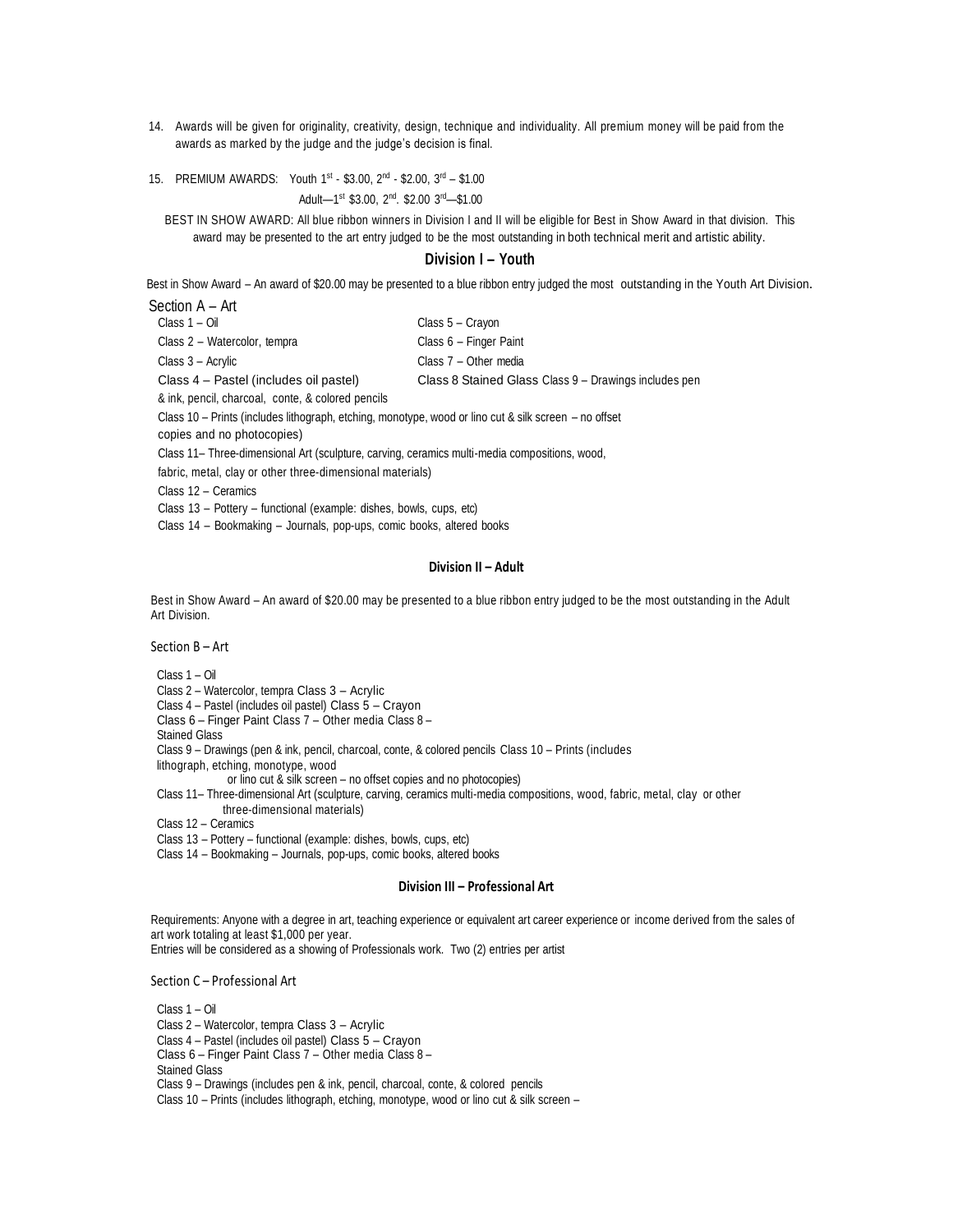14. Awards will be given for originality, creativity, design, technique and individuality. All premium money will be paid from the awards as marked by the judge and the judge's decision is final.

15. PREMIUM AWARDS: Youth 1st - $3.00, 2nd - $2.00, 3rd – $1.00

    Adult—1st $3.00, 2nd. $2.00 3rd—$1.00

    BEST IN SHOW AWARD: All blue ribbon winners in Division I and II will be eligible for Best in Show Award in that division. This award may be presented to the art entry judged to be the most outstanding in both technical merit and artistic ability.

## Division I – Youth

Best in Show Award – An award of $20.00 may be presented to a blue ribbon entry judged the most outstanding in the Youth Art Division.

### Section A – Art

Class 1 – Oil

Class 2 – Watercolor, tempra

Class 3 – Acrylic

Class 4 – Pastel (includes oil pastel)

Class 5 – Crayon

Class 6 – Finger Paint

Class 7 – Other media

Class 8 Stained Glass Class 9 – Drawings includes pen & ink, pencil, charcoal, conte, & colored pencils

Class 10 – Prints (includes lithograph, etching, monotype, wood or lino cut & silk screen – no offset copies and no photocopies)

Class 11– Three-dimensional Art (sculpture, carving, ceramics multi-media compositions, wood, fabric, metal, clay or other three-dimensional materials)

Class 12 – Ceramics

Class 13 – Pottery – functional (example: dishes, bowls, cups, etc)

Class 14 – Bookmaking – Journals, pop-ups, comic books, altered books

## Division II – Adult

Best in Show Award – An award of $20.00 may be presented to a blue ribbon entry judged to be the most outstanding in the Adult Art Division.

### Section B – Art

Class 1 – Oil

Class 2 – Watercolor, tempra Class 3 – Acrylic

Class 4 – Pastel (includes oil pastel) Class 5 – Crayon

Class 6 – Finger Paint Class 7 – Other media Class 8 – Stained Glass

Class 9 – Drawings (pen & ink, pencil, charcoal, conte, & colored pencils Class 10 – Prints (includes lithograph, etching, monotype, wood or lino cut & silk screen – no offset copies and no photocopies)

Class 11– Three-dimensional Art (sculpture, carving, ceramics multi-media compositions, wood, fabric, metal, clay or other three-dimensional materials)

Class 12 – Ceramics

Class 13 – Pottery – functional (example: dishes, bowls, cups, etc)

Class 14 – Bookmaking – Journals, pop-ups, comic books, altered books

## Division III – Professional Art

Requirements: Anyone with a degree in art, teaching experience or equivalent art career experience or income derived from the sales of art work totaling at least $1,000 per year.
Entries will be considered as a showing of Professionals work. Two (2) entries per artist

### Section C – Professional Art

Class 1 – Oil

Class 2 – Watercolor, tempra Class 3 – Acrylic

Class 4 – Pastel (includes oil pastel) Class 5 – Crayon

Class 6 – Finger Paint Class 7 – Other media Class 8 – Stained Glass

Class 9 – Drawings (includes pen & ink, pencil, charcoal, conte, & colored pencils

Class 10 – Prints (includes lithograph, etching, monotype, wood or lino cut & silk screen –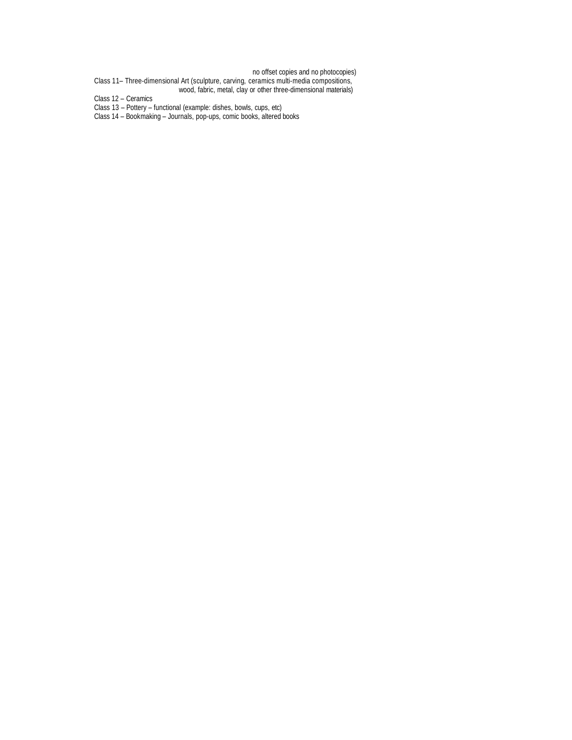no offset copies and no photocopies)

Class 11– Three-dimensional Art (sculpture, carving, ceramics multi-media compositions, wood, fabric, metal, clay or other three-dimensional materials)

Class 12 – Ceramics

Class 13 – Pottery – functional (example: dishes, bowls, cups, etc)

Class 14 – Bookmaking – Journals, pop-ups, comic books, altered books